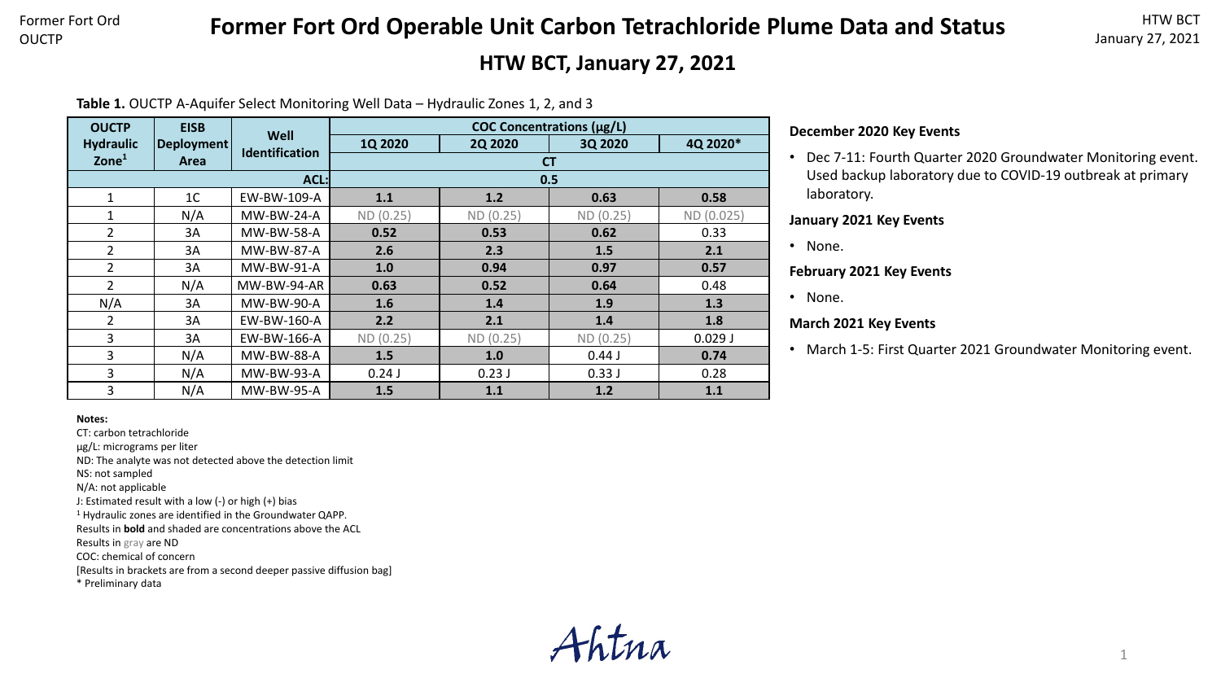# Former Fort Ord Operable Unit Carbon Tetrachloride Plume Data and Status

## HTW BCT, January 27, 2021

**Table 1.** OUCTP A-Aquifer Select Monitoring Well Data – Hydraulic Zones 1, 2, and 3

| OUCTP Hydraulic Zone[1] | EISB Deployment Area | Well Identification | COC Concentrations (μg/L) | | | |
|---|---|---|---|---|---|---|
| | | | 1Q 2020 | 2Q 2020 | 3Q 2020 | 4Q 2020* |
| | | | CT | | | |
| | | ACL: | 0.5 | | | |
| 1 | 1C | EW-BW-109-A | **1.1** | **1.2** | **0.63** | **0.58** |
| 1 | N/A | MW-BW-24-A | ND (0.25) | ND (0.25) | ND (0.25) | ND (0.025) |
| 2 | 3A | MW-BW-58-A | **0.52** | **0.53** | **0.62** | 0.33 |
| 2 | 3A | MW-BW-87-A | **2.6** | **2.3** | **1.5** | **2.1** |
| 2 | 3A | MW-BW-91-A | **1.0** | **0.94** | **0.97** | **0.57** |
| 2 | N/A | MW-BW-94-AR | **0.63** | **0.52** | **0.64** | 0.48 |
| N/A | 3A | MW-BW-90-A | **1.6** | **1.4** | **1.9** | **1.3** |
| 2 | 3A | EW-BW-160-A | **2.2** | **2.1** | **1.4** | **1.8** |
| 3 | 3A | EW-BW-166-A | ND (0.25) | ND (0.25) | ND (0.25) | 0.029 J |
| 3 | N/A | MW-BW-88-A | **1.5** | **1.0** | 0.44 J | **0.74** |
| 3 | N/A | MW-BW-93-A | 0.24 J | 0.23 J | 0.33 J | 0.28 |
| 3 | N/A | MW-BW-95-A | **1.5** | **1.1** | **1.2** | **1.1** |

**Notes:**

CT: carbon tetrachloride
μg/L: micrograms per liter
ND: The analyte was not detected above the detection limit
NS: not sampled
N/A: not applicable
J: Estimated result with a low (-) or high (+) bias
[1] Hydraulic zones are identified in the Groundwater QAPP.
Results in **bold** and shaded are concentrations above the ACL
Results in gray are ND
COC: chemical of concern
[Results in brackets are from a second deeper passive diffusion bag]
* Preliminary data

**December 2020 Key Events**

- Dec 7-11: Fourth Quarter 2020 Groundwater Monitoring event. Used backup laboratory due to COVID-19 outbreak at primary laboratory.

**January 2021 Key Events**

- None.

**February 2021 Key Events**

- None.

**March 2021 Key Events**

- March 1-5: First Quarter 2021 Groundwater Monitoring event.

Ahtna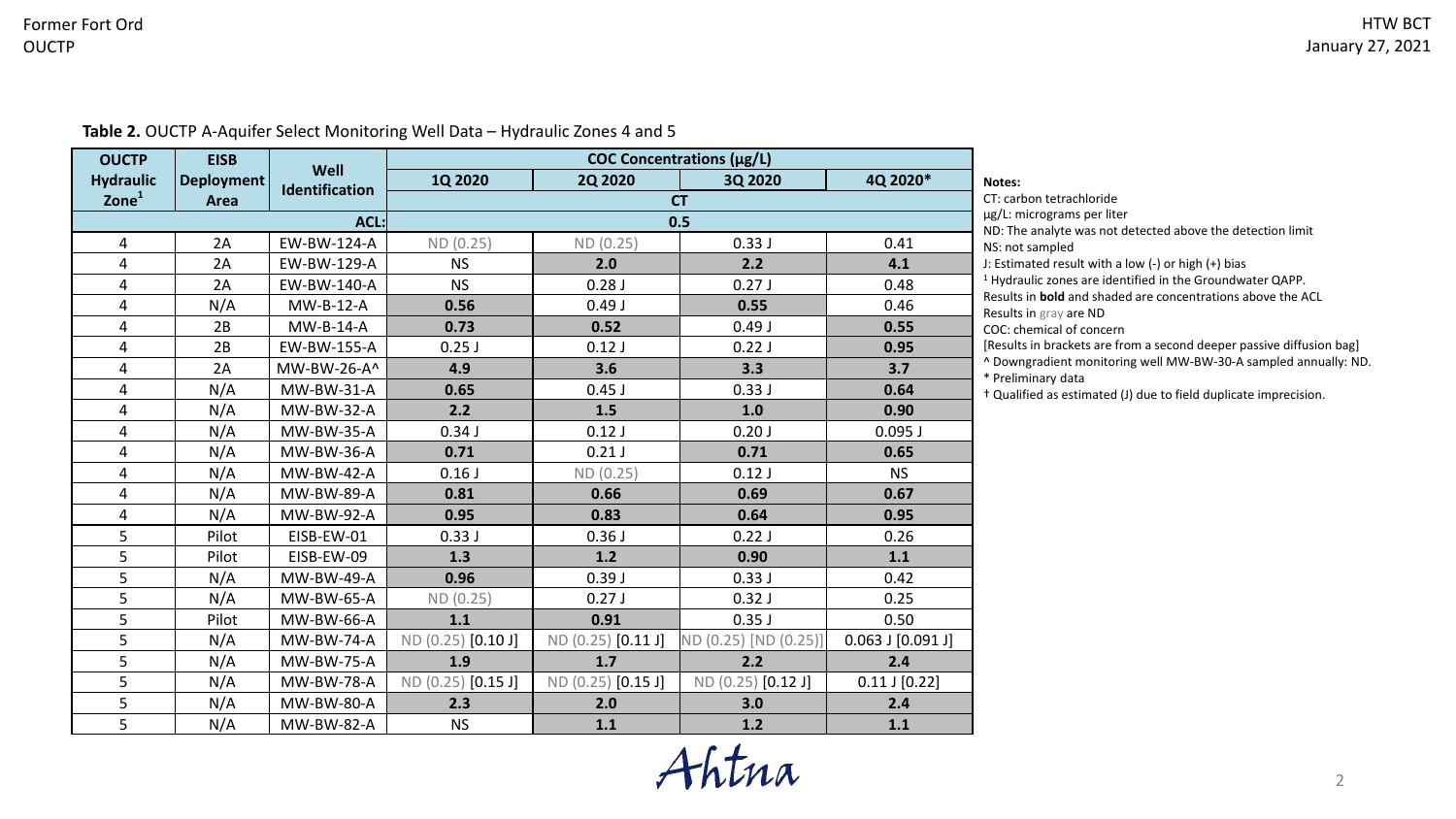**Table 2.** OUCTP A-Aquifer Select Monitoring Well Data – Hydraulic Zones 4 and 5

| OUCTP Hydraulic Zone[1] | EISB Deployment Area | Well Identification | COC Concentrations (µg/L) | | | |
|---|---|---|---|---|---|---|
| | | | 1Q 2020 | 2Q 2020 | 3Q 2020 | 4Q 2020* |
| | | | CT | | | |
| | | ACL: | 0.5 | | | |
| 4 | 2A | EW-BW-124-A | ND (0.25) | ND (0.25) | 0.33 J | 0.41 |
| 4 | 2A | EW-BW-129-A | NS | **2.0** | **2.2** | **4.1** |
| 4 | 2A | EW-BW-140-A | NS | 0.28 J | 0.27 J | 0.48 |
| 4 | N/A | MW-B-12-A | **0.56** | 0.49 J | **0.55** | 0.46 |
| 4 | 2B | MW-B-14-A | **0.73** | **0.52** | 0.49 J | **0.55** |
| 4 | 2B | EW-BW-155-A | 0.25 J | 0.12 J | 0.22 J | **0.95** |
| 4 | 2A | MW-BW-26-A^ | **4.9** | **3.6** | **3.3** | **3.7** |
| 4 | N/A | MW-BW-31-A | **0.65** | 0.45 J | 0.33 J | **0.64** |
| 4 | N/A | MW-BW-32-A | **2.2** | **1.5** | **1.0** | **0.90** |
| 4 | N/A | MW-BW-35-A | 0.34 J | 0.12 J | 0.20 J | 0.095 J |
| 4 | N/A | MW-BW-36-A | **0.71** | 0.21 J | **0.71** | **0.65** |
| 4 | N/A | MW-BW-42-A | 0.16 J | ND (0.25) | 0.12 J | NS |
| 4 | N/A | MW-BW-89-A | **0.81** | **0.66** | **0.69** | **0.67** |
| 4 | N/A | MW-BW-92-A | **0.95** | **0.83** | **0.64** | **0.95** |
| 5 | Pilot | EISB-EW-01 | 0.33 J | 0.36 J | 0.22 J | 0.26 |
| 5 | Pilot | EISB-EW-09 | **1.3** | **1.2** | **0.90** | **1.1** |
| 5 | N/A | MW-BW-49-A | **0.96** | 0.39 J | 0.33 J | 0.42 |
| 5 | N/A | MW-BW-65-A | ND (0.25) | 0.27 J | 0.32 J | 0.25 |
| 5 | Pilot | MW-BW-66-A | **1.1** | **0.91** | 0.35 J | 0.50 |
| 5 | N/A | MW-BW-74-A | ND (0.25) [0.10 J] | ND (0.25) [0.11 J] | ND (0.25) [ND (0.25)] | 0.063 J [0.091 J] |
| 5 | N/A | MW-BW-75-A | **1.9** | **1.7** | **2.2** | **2.4** |
| 5 | N/A | MW-BW-78-A | ND (0.25) [0.15 J] | ND (0.25) [0.15 J] | ND (0.25) [0.12 J] | 0.11 J [0.22] |
| 5 | N/A | MW-BW-80-A | **2.3** | **2.0** | **3.0** | **2.4** |
| 5 | N/A | MW-BW-82-A | NS | **1.1** | **1.2** | **1.1** |

**Notes:**

CT: carbon tetrachloride

µg/L: micrograms per liter

ND: The analyte was not detected above the detection limit

NS: not sampled

J: Estimated result with a low (-) or high (+) bias

[1] Hydraulic zones are identified in the Groundwater QAPP.

Results in **bold** and shaded are concentrations above the ACL

Results in gray are ND

COC: chemical of concern

[Results in brackets are from a second deeper passive diffusion bag]

^ Downgradient monitoring well MW-BW-30-A sampled annually: ND.

* Preliminary data

† Qualified as estimated (J) due to field duplicate imprecision.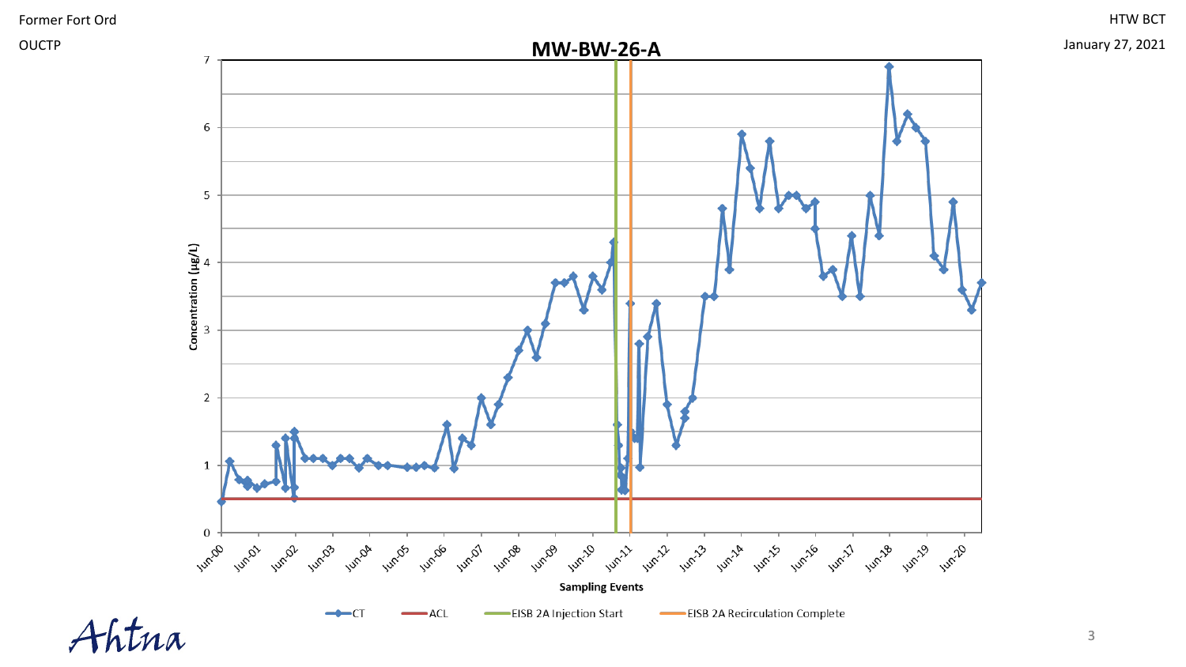# MW-BW-26-A

Concentration (µg/L)

Sampling Events

CT — ACL — EISB 2A Injection Start — EISB 2A Recirculation Complete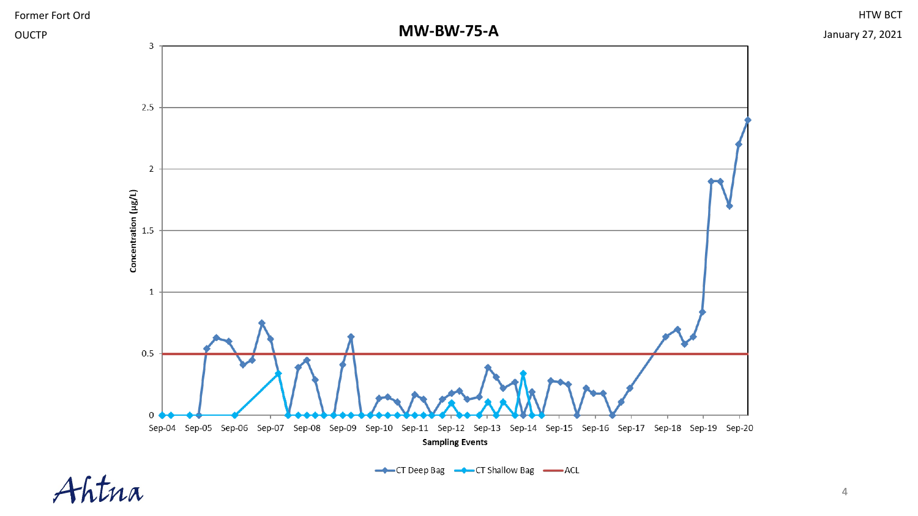Former Fort Ord

OUCTP

HTW BCT

January 27, 2021

# MW-BW-75-A

Concentration (µg/L)

3

2.5

2

1.5

1

0.5

0

Sep-04 Sep-05 Sep-06 Sep-07 Sep-08 Sep-09 Sep-10 Sep-11 Sep-12 Sep-13 Sep-14 Sep-15 Sep-16 Sep-17 Sep-18 Sep-19 Sep-20

Sampling Events

CT Deep Bag   CT Shallow Bag   ACL

Ahtna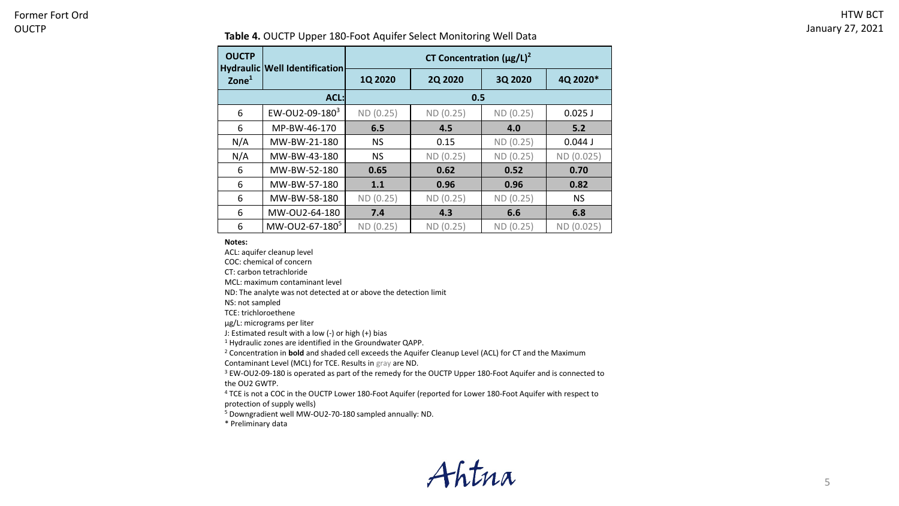**Table 4.** OUCTP Upper 180-Foot Aquifer Select Monitoring Well Data

| OUCTP Hydraulic Zone[1] | Well Identification | CT Concentration (μg/L)[2] | | | |
|---|---|---|---|---|---|
| | | 1Q 2020 | 2Q 2020 | 3Q 2020 | 4Q 2020* |
| | ACL: | 0.5 | | | |
| 6 | EW-OU2-09-180[3] | ND (0.25) | ND (0.25) | ND (0.25) | 0.025 J |
| 6 | MP-BW-46-170 | **6.5** | **4.5** | **4.0** | **5.2** |
| N/A | MW-BW-21-180 | NS | 0.15 | ND (0.25) | 0.044 J |
| N/A | MW-BW-43-180 | NS | ND (0.25) | ND (0.25) | ND (0.025) |
| 6 | MW-BW-52-180 | **0.65** | **0.62** | **0.52** | **0.70** |
| 6 | MW-BW-57-180 | **1.1** | **0.96** | **0.96** | **0.82** |
| 6 | MW-BW-58-180 | ND (0.25) | ND (0.25) | ND (0.25) | NS |
| 6 | MW-OU2-64-180 | **7.4** | **4.3** | **6.6** | **6.8** |
| 6 | MW-OU2-67-180[5] | ND (0.25) | ND (0.25) | ND (0.25) | ND (0.025) |

**Notes:**

ACL: aquifer cleanup level

COC: chemical of concern

CT: carbon tetrachloride

MCL: maximum contaminant level

ND: The analyte was not detected at or above the detection limit

NS: not sampled

TCE: trichloroethene

μg/L: micrograms per liter

J: Estimated result with a low (-) or high (+) bias

[1] Hydraulic zones are identified in the Groundwater QAPP.

[2] Concentration in **bold** and shaded cell exceeds the Aquifer Cleanup Level (ACL) for CT and the Maximum Contaminant Level (MCL) for TCE. Results in gray are ND.

[3] EW-OU2-09-180 is operated as part of the remedy for the OUCTP Upper 180-Foot Aquifer and is connected to the OU2 GWTP.

[4] TCE is not a COC in the OUCTP Lower 180-Foot Aquifer (reported for Lower 180-Foot Aquifer with respect to protection of supply wells)

[5] Downgradient well MW-OU2-70-180 sampled annually: ND.

\* Preliminary data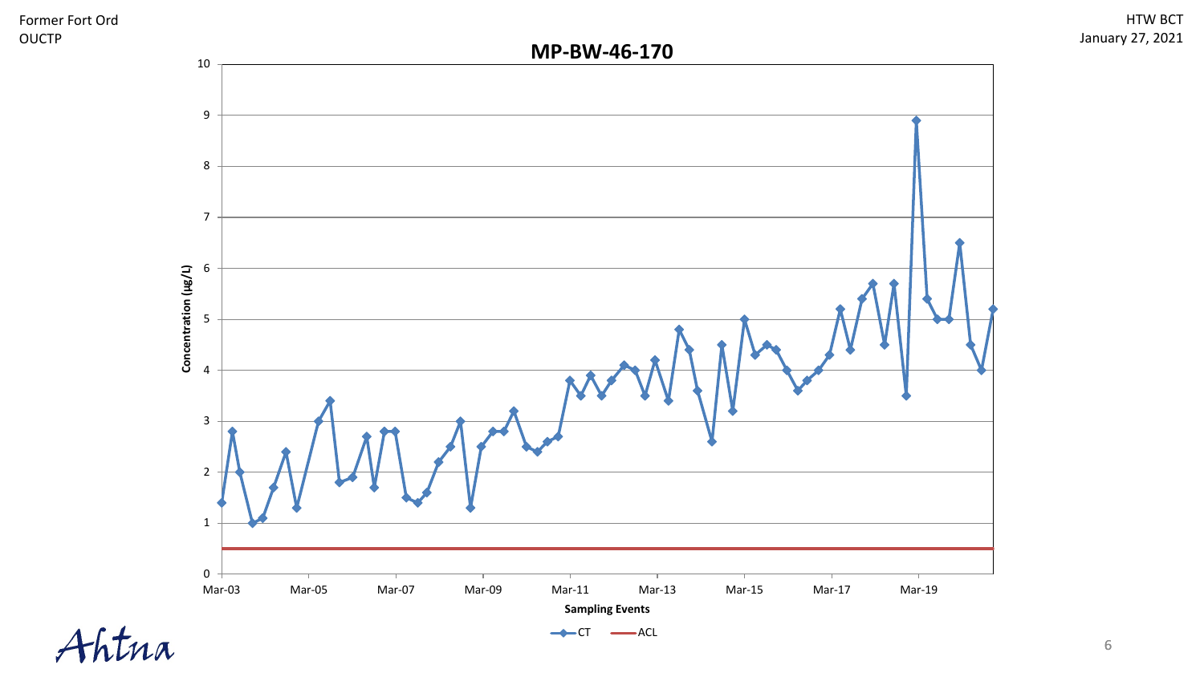Former Fort Ord
OUCTP

HTW BCT
January 27, 2021

## MP-BW-46-170

Concentration (µg/L)

Sampling Events

Mar-03 Mar-05 Mar-07 Mar-09 Mar-11 Mar-13 Mar-15 Mar-17 Mar-19

CT — ACL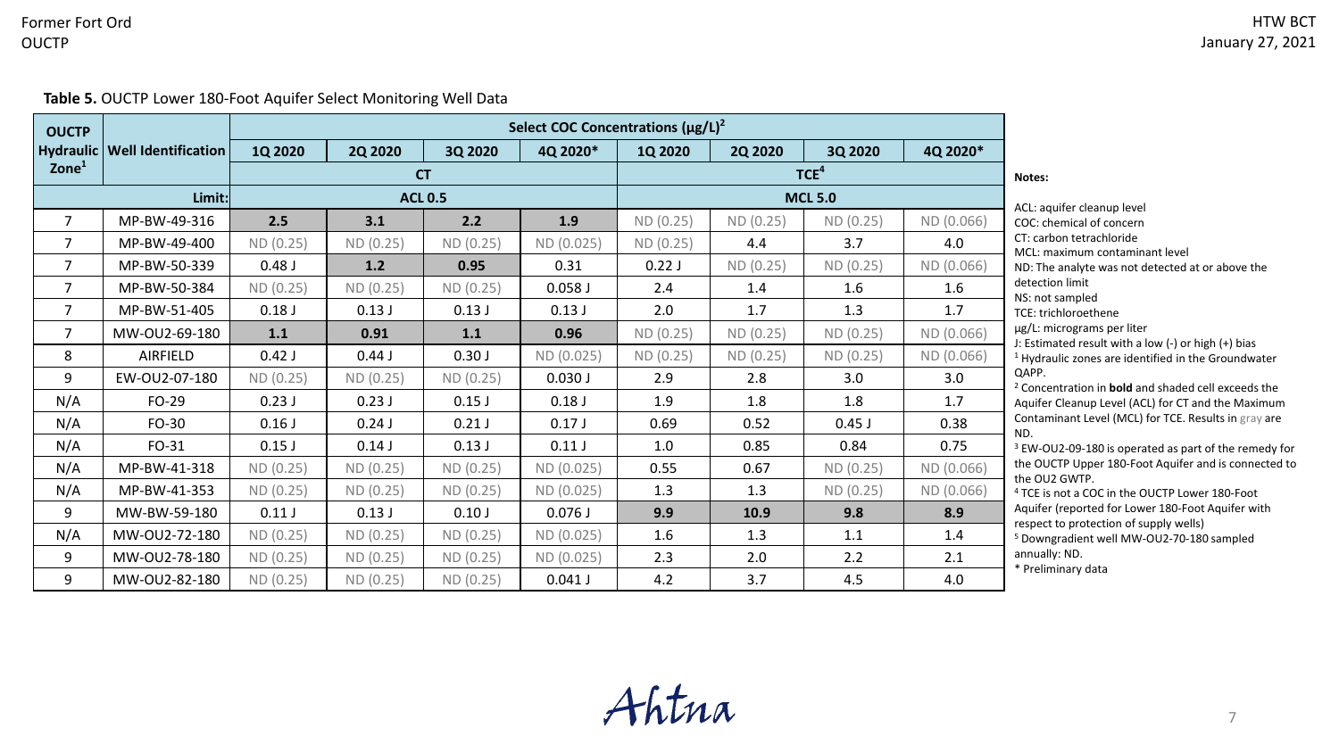**Table 5.** OUCTP Lower 180-Foot Aquifer Select Monitoring Well Data

| OUCTP Hydraulic Zone[1] | Well Identification | Select COC Concentrations (µg/L)[2] | | | | | | | |
|---|---|---|---|---|---|---|---|---|---|
| | | 1Q 2020 | 2Q 2020 | 3Q 2020 | 4Q 2020* | 1Q 2020 | 2Q 2020 | 3Q 2020 | 4Q 2020* |
| | | CT | | | | TCE[4] | | | |
| | Limit: | ACL 0.5 | | | | MCL 5.0 | | | |
| 7 | MP-BW-49-316 | **2.5** | **3.1** | **2.2** | **1.9** | ND (0.25) | ND (0.25) | ND (0.25) | ND (0.066) |
| 7 | MP-BW-49-400 | ND (0.25) | ND (0.25) | ND (0.25) | ND (0.025) | ND (0.25) | 4.4 | 3.7 | 4.0 |
| 7 | MP-BW-50-339 | 0.48 J | **1.2** | **0.95** | 0.31 | 0.22 J | ND (0.25) | ND (0.25) | ND (0.066) |
| 7 | MP-BW-50-384 | ND (0.25) | ND (0.25) | ND (0.25) | 0.058 J | 2.4 | 1.4 | 1.6 | 1.6 |
| 7 | MP-BW-51-405 | 0.18 J | 0.13 J | 0.13 J | 0.13 J | 2.0 | 1.7 | 1.3 | 1.7 |
| 7 | MW-OU2-69-180 | **1.1** | **0.91** | **1.1** | **0.96** | ND (0.25) | ND (0.25) | ND (0.25) | ND (0.066) |
| 8 | AIRFIELD | 0.42 J | 0.44 J | 0.30 J | ND (0.025) | ND (0.25) | ND (0.25) | ND (0.25) | ND (0.066) |
| 9 | EW-OU2-07-180 | ND (0.25) | ND (0.25) | ND (0.25) | 0.030 J | 2.9 | 2.8 | 3.0 | 3.0 |
| N/A | FO-29 | 0.23 J | 0.23 J | 0.15 J | 0.18 J | 1.9 | 1.8 | 1.8 | 1.7 |
| N/A | FO-30 | 0.16 J | 0.24 J | 0.21 J | 0.17 J | 0.69 | 0.52 | 0.45 J | 0.38 |
| N/A | FO-31 | 0.15 J | 0.14 J | 0.13 J | 0.11 J | 1.0 | 0.85 | 0.84 | 0.75 |
| N/A | MP-BW-41-318 | ND (0.25) | ND (0.25) | ND (0.25) | ND (0.025) | 0.55 | 0.67 | ND (0.25) | ND (0.066) |
| N/A | MP-BW-41-353 | ND (0.25) | ND (0.25) | ND (0.25) | ND (0.025) | 1.3 | 1.3 | ND (0.25) | ND (0.066) |
| 9 | MW-BW-59-180 | 0.11 J | 0.13 J | 0.10 J | 0.076 J | **9.9** | **10.9** | **9.8** | **8.9** |
| N/A | MW-OU2-72-180 | ND (0.25) | ND (0.25) | ND (0.25) | ND (0.025) | 1.6 | 1.3 | 1.1 | 1.4 |
| 9 | MW-OU2-78-180 | ND (0.25) | ND (0.25) | ND (0.25) | ND (0.025) | 2.3 | 2.0 | 2.2 | 2.1 |
| 9 | MW-OU2-82-180 | ND (0.25) | ND (0.25) | ND (0.25) | 0.041 J | 4.2 | 3.7 | 4.5 | 4.0 |

**Notes:**

ACL: aquifer cleanup level
COC: chemical of concern
CT: carbon tetrachloride
MCL: maximum contaminant level
ND: The analyte was not detected at or above the detection limit
NS: not sampled
TCE: trichloroethene
µg/L: micrograms per liter
J: Estimated result with a low (-) or high (+) bias
[1] Hydraulic zones are identified in the Groundwater QAPP.
[2] Concentration in **bold** and shaded cell exceeds the Aquifer Cleanup Level (ACL) for CT and the Maximum Contaminant Level (MCL) for TCE. Results in gray are ND.
[3] EW-OU2-09-180 is operated as part of the remedy for the OUCTP Upper 180-Foot Aquifer and is connected to the OU2 GWTP.
[4] TCE is not a COC in the OUCTP Lower 180-Foot Aquifer (reported for Lower 180-Foot Aquifer with respect to protection of supply wells)
[5] Downgradient well MW-OU2-70-180 sampled annually: ND.
\* Preliminary data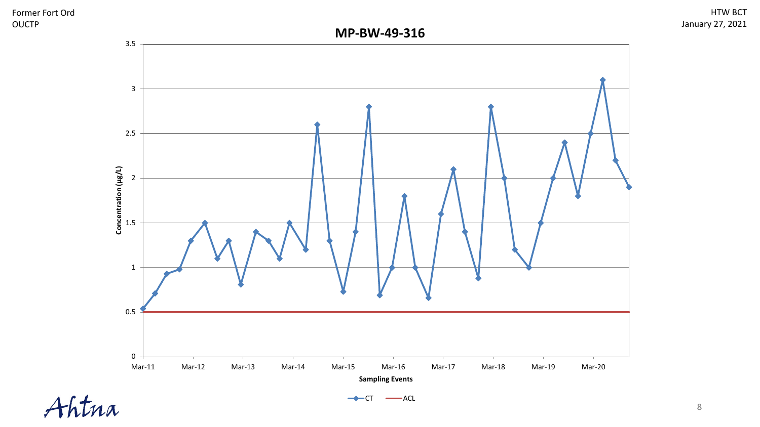## MP-BW-49-316

Concentration (µg/L)

Sampling Events

CT — ACL

Mar-11, Mar-12, Mar-13, Mar-14, Mar-15, Mar-16, Mar-17, Mar-18, Mar-19, Mar-20

0, 0.5, 1, 1.5, 2, 2.5, 3, 3.5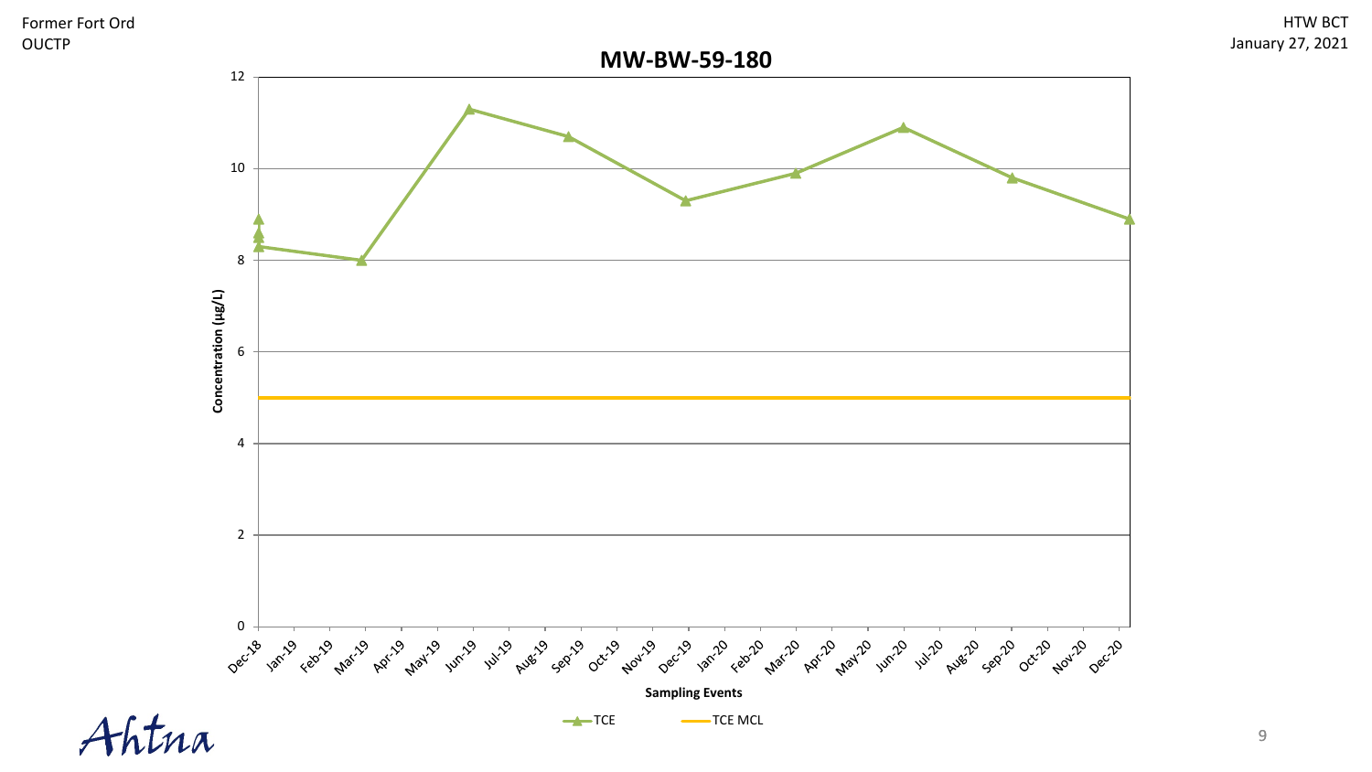## MW-BW-59-180

Concentration (µg/L)

12
10
8
6
4
2
0

Dec-18 Jan-19 Feb-19 Mar-19 Apr-19 May-19 Jun-19 Jul-19 Aug-19 Sep-19 Oct-19 Nov-19 Dec-19 Jan-20 Feb-20 Mar-20 Apr-20 May-20 Jun-20 Jul-20 Aug-20 Sep-20 Oct-20 Nov-20 Dec-20

Sampling Events

TCE TCE MCL